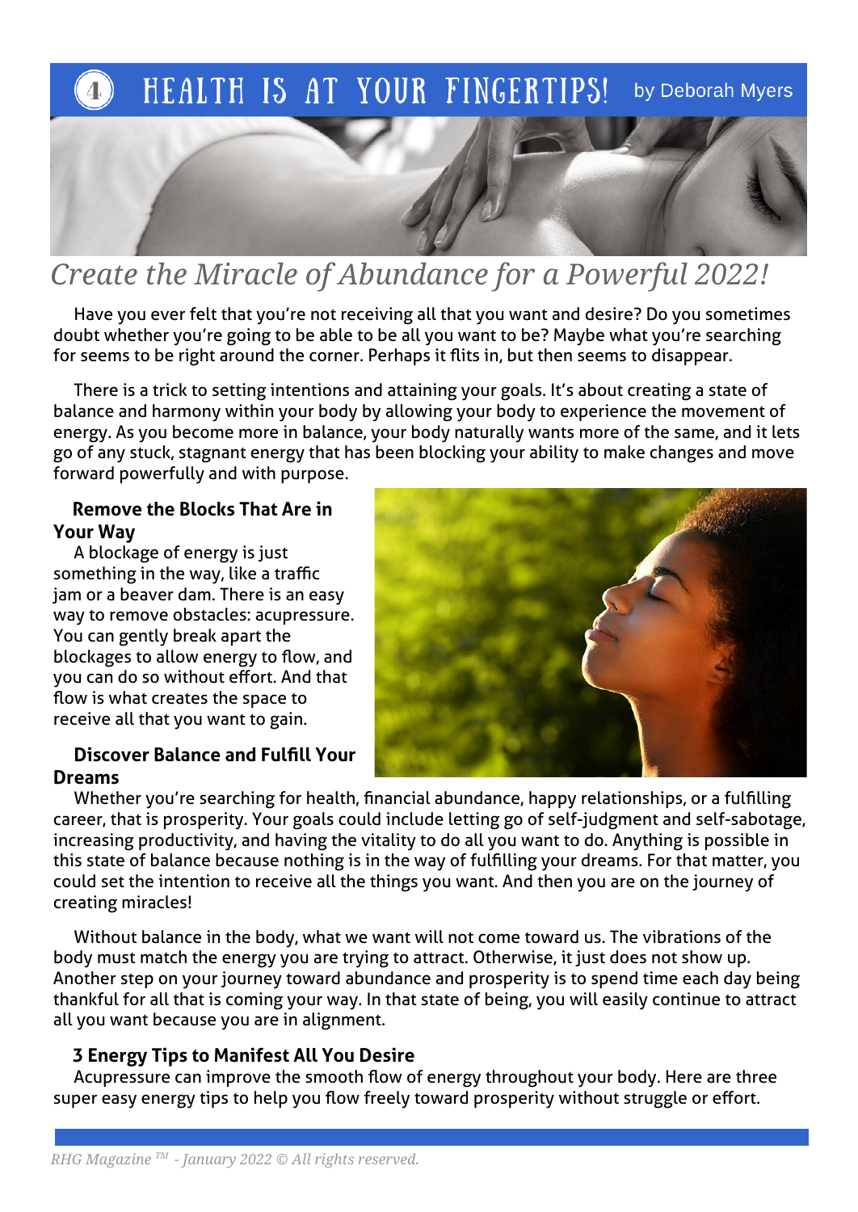# HEALTH IS AT YOUR FINGERTIPS! by Deborah Myers

## *Create the Miracle of Abundance for a Powerful 2022!*

Have you ever felt that you're not receiving all that you want and desire? Do you sometimes doubt whether you're going to be able to be all you want to be? Maybe what you're searching for seems to be right around the corner. Perhaps it flits in, but then seems to disappear.

There is a trick to setting intentions and attaining your goals. It's about creating a state of balance and harmony within your body by allowing your body to experience the movement of energy. As you become more in balance, your body naturally wants more of the same, and it lets go of any stuck, stagnant energy that has been blocking your ability to make changes and move forward powerfully and with purpose.

### Remove the Blocks That Are in Your Way

A blockage of energy is just something in the way, like a traffic jam or a beaver dam. There is an easy way to remove obstacles: acupressure. You can gently break apart the blockages to allow energy to flow, and you can do so without effort. And that flow is what creates the space to receive all that you want to gain.

### Discover Balance and Fulfill Your Dreams

Whether you're searching for health, financial abundance, happy relationships, or a fulfilling career, that is prosperity. Your goals could include letting go of self-judgment and self-sabotage, increasing productivity, and having the vitality to do all you want to do. Anything is possible in this state of balance because nothing is in the way of fulfilling your dreams. For that matter, you could set the intention to receive all the things you want. And then you are on the journey of creating miracles!

Without balance in the body, what we want will not come toward us. The vibrations of the body must match the energy you are trying to attract. Otherwise, it just does not show up. Another step on your journey toward abundance and prosperity is to spend time each day being thankful for all that is coming your way. In that state of being, you will easily continue to attract all you want because you are in alignment.

### 3 Energy Tips to Manifest All You Desire

Acupressure can improve the smooth flow of energy throughout your body. Here are three super easy energy tips to help you flow freely toward prosperity without struggle or effort.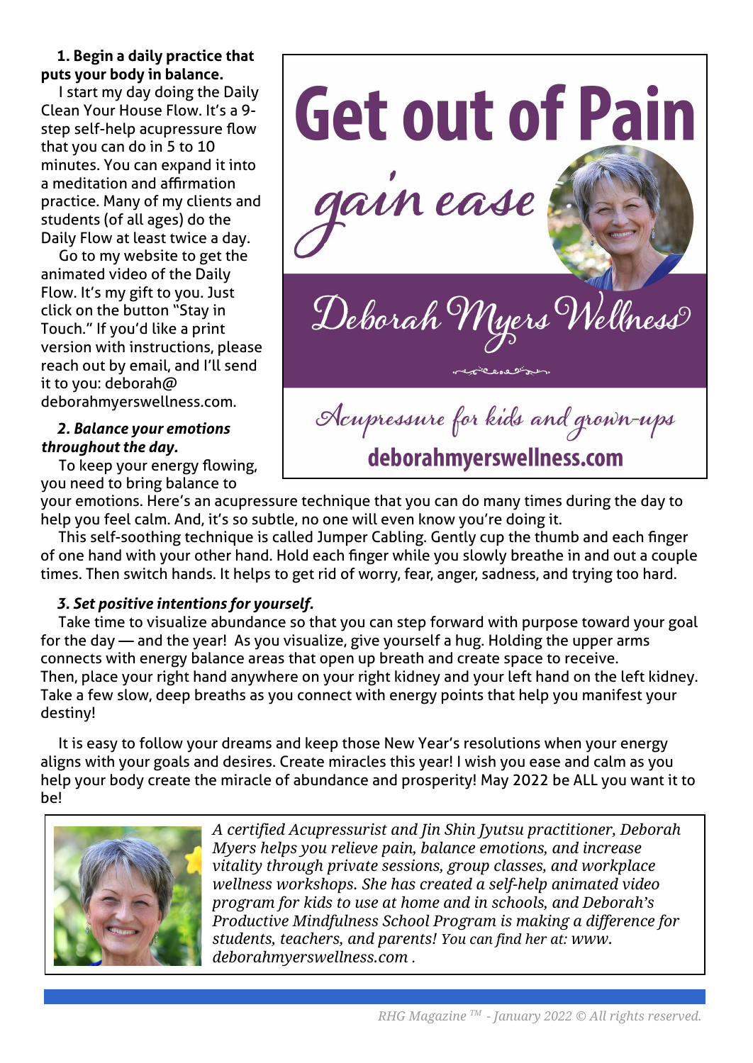**1. Begin a daily practice that puts your body in balance.**

I start my day doing the Daily Clean Your House Flow. It's a 9-step self-help acupressure flow that you can do in 5 to 10 minutes. You can expand it into a meditation and affirmation practice. Many of my clients and students (of all ages) do the Daily Flow at least twice a day.

Go to my website to get the animated video of the Daily Flow. It's my gift to you. Just click on the button "Stay in Touch." If you'd like a print version with instructions, please reach out by email, and I'll send it to you: deborah@deborahmyerswellness.com.

Get out of Pain
gain ease
Deborah Myers Wellness
Acupressure for kids and grown-ups
deborahmyerswellness.com

***2. Balance your emotions throughout the day.***

To keep your energy flowing, you need to bring balance to your emotions. Here's an acupressure technique that you can do many times during the day to help you feel calm. And, it's so subtle, no one will even know you're doing it.

This self-soothing technique is called Jumper Cabling. Gently cup the thumb and each finger of one hand with your other hand. Hold each finger while you slowly breathe in and out a couple times. Then switch hands. It helps to get rid of worry, fear, anger, sadness, and trying too hard.

***3. Set positive intentions for yourself.***

Take time to visualize abundance so that you can step forward with purpose toward your goal for the day — and the year! As you visualize, give yourself a hug. Holding the upper arms connects with energy balance areas that open up breath and create space to receive. Then, place your right hand anywhere on your right kidney and your left hand on the left kidney. Take a few slow, deep breaths as you connect with energy points that help you manifest your destiny!

It is easy to follow your dreams and keep those New Year's resolutions when your energy aligns with your goals and desires. Create miracles this year! I wish you ease and calm as you help your body create the miracle of abundance and prosperity! May 2022 be ALL you want it to be!

*A certified Acupressurist and Jin Shin Jyutsu practitioner, Deborah Myers helps you relieve pain, balance emotions, and increase vitality through private sessions, group classes, and workplace wellness workshops. She has created a self-help animated video program for kids to use at home and in schools, and Deborah's Productive Mindfulness School Program is making a difference for students, teachers, and parents! You can find her at: www.deborahmyerswellness.com .*

*RHG Magazine ™ - January 2022 © All rights reserved.*